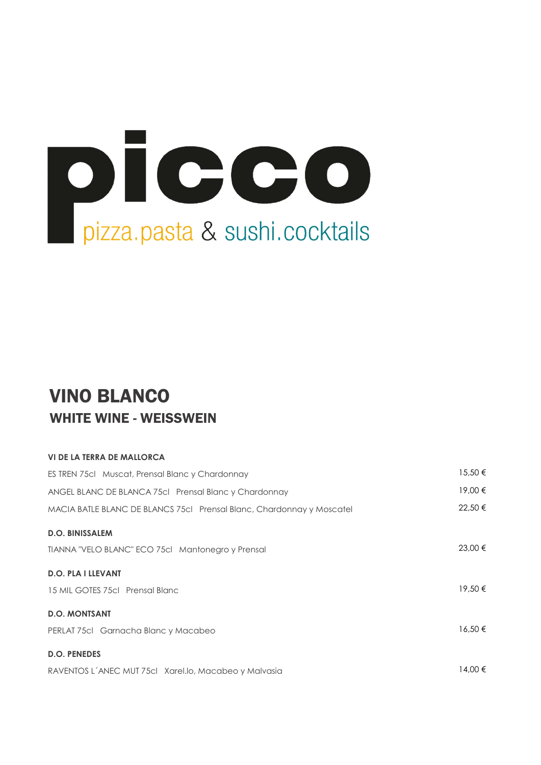# picco

pizza.pasta & sushi.cocktails

## VINO BLANCO

### WHITE WINE - WEISSWEIN

**VI DE LA TERRA DE MALLORCA**

| | |
|---|---|
| ES TREN 75cl Muscat, Prensal Blanc y Chardonnay | 15,50 € |
| ANGEL BLANC DE BLANCA 75cl Prensal Blanc y Chardonnay | 19,00 € |
| MACIA BATLE BLANC DE BLANCS 75cl Prensal Blanc, Chardonnay y Moscatel | 22,50 € |

**D.O. BINISSALEM**

| | |
|---|---|
| TIANNA "VELO BLANC" ECO 75cl Mantonegro y Prensal | 23,00 € |

**D.O. PLA I LLEVANT**

| | |
|---|---|
| 15 MIL GOTES 75cl Prensal Blanc | 19,50 € |

**D.O. MONTSANT**

| | |
|---|---|
| PERLAT 75cl Garnacha Blanc y Macabeo | 16,50 € |

**D.O. PENEDES**

| | |
|---|---|
| RAVENTOS L´ANEC MUT 75cl Xarel.lo, Macabeo y Malvasia | 14,00 € |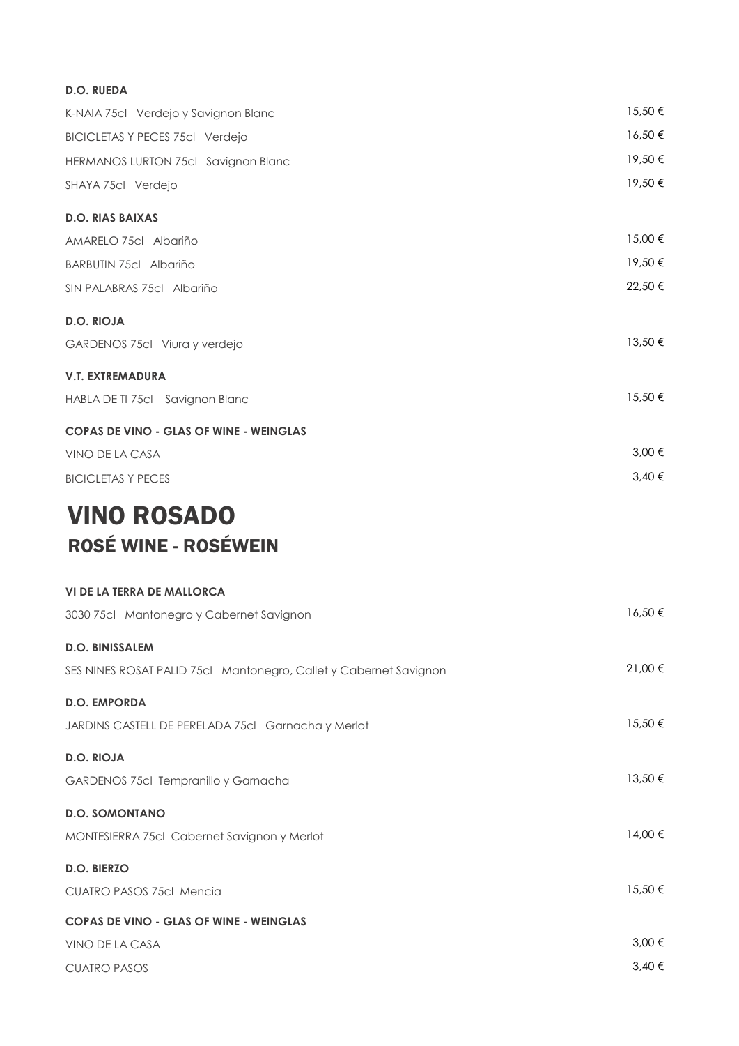**D.O. RUEDA**

| | |
|---|---|
| K-NAIA 75cl Verdejo y Savignon Blanc | 15,50 € |
| BICICLETAS Y PECES 75cl Verdejo | 16,50 € |
| HERMANOS LURTON 75cl Savignon Blanc | 19,50 € |
| SHAYA 75cl Verdejo | 19,50 € |

**D.O. RIAS BAIXAS**

| | |
|---|---|
| AMARELO 75cl Albariño | 15,00 € |
| BARBUTIN 75cl Albariño | 19,50 € |
| SIN PALABRAS 75cl Albariño | 22,50 € |

**D.O. RIOJA**

| | |
|---|---|
| GARDENOS 75cl Viura y verdejo | 13,50 € |

**V.T. EXTREMADURA**

| | |
|---|---|
| HABLA DE TI 75cl Savignon Blanc | 15,50 € |

**COPAS DE VINO - GLAS OF WINE - WEINGLAS**

| | |
|---|---|
| VINO DE LA CASA | 3,00 € |
| BICICLETAS Y PECES | 3,40 € |

# VINO ROSADO
## ROSÉ WINE - ROSÉWEIN

**VI DE LA TERRA DE MALLORCA**

| | |
|---|---|
| 3030 75cl Mantonegro y Cabernet Savignon | 16,50 € |

**D.O. BINISSALEM**

| | |
|---|---|
| SES NINES ROSAT PALID 75cl Mantonegro, Callet y Cabernet Savignon | 21,00 € |

**D.O. EMPORDA**

| | |
|---|---|
| JARDINS CASTELL DE PERELADA 75cl Garnacha y Merlot | 15,50 € |

**D.O. RIOJA**

| | |
|---|---|
| GARDENOS 75cl Tempranillo y Garnacha | 13,50 € |

**D.O. SOMONTANO**

| | |
|---|---|
| MONTESIERRA 75cl Cabernet Savignon y Merlot | 14,00 € |

**D.O. BIERZO**

| | |
|---|---|
| CUATRO PASOS 75cl Mencia | 15,50 € |

**COPAS DE VINO - GLAS OF WINE - WEINGLAS**

| | |
|---|---|
| VINO DE LA CASA | 3,00 € |
| CUATRO PASOS | 3,40 € |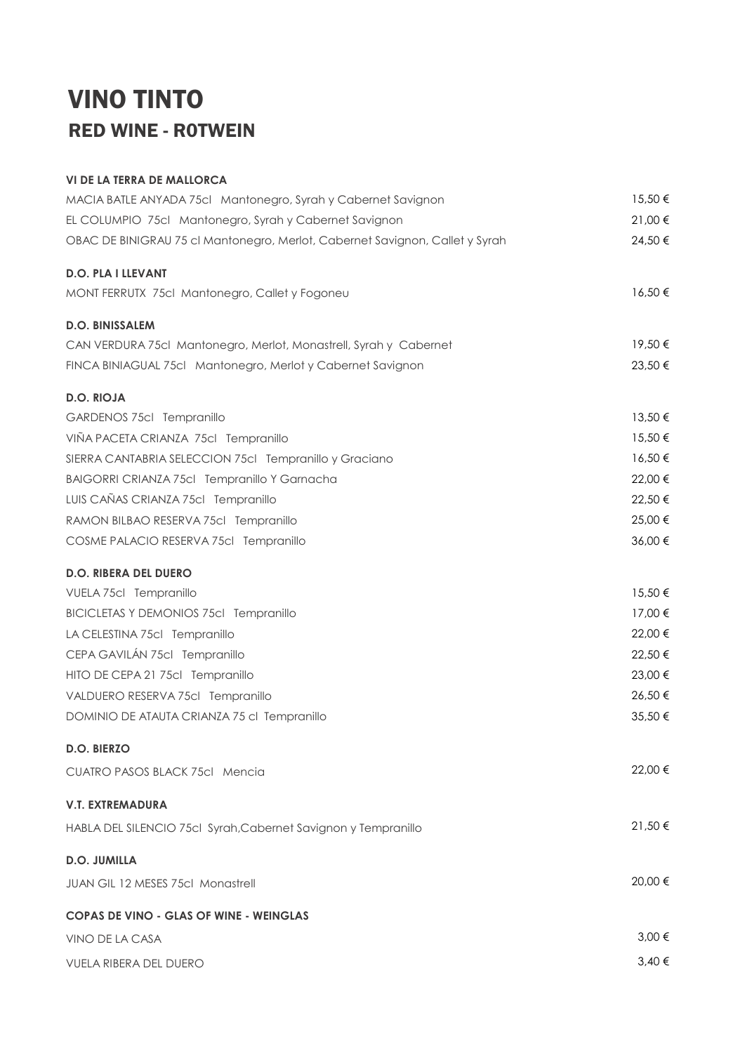# VINO TINTO

## RED WINE - R0TWEIN

**VI DE LA TERRA DE MALLORCA**

| | |
|---|---|
| MACIA BATLE ANYADA 75cl Mantonegro, Syrah y Cabernet Savignon | 15,50 € |
| EL COLUMPIO 75cl Mantonegro, Syrah y Cabernet Savignon | 21,00 € |
| OBAC DE BINIGRAU 75 cl Mantonegro, Merlot, Cabernet Savignon, Callet y Syrah | 24,50 € |

**D.O. PLA I LLEVANT**

| | |
|---|---|
| MONT FERRUTX 75cl Mantonegro, Callet y Fogoneu | 16,50 € |

**D.O. BINISSALEM**

| | |
|---|---|
| CAN VERDURA 75cl Mantonegro, Merlot, Monastrell, Syrah y Cabernet | 19,50 € |
| FINCA BINIAGUAL 75cl Mantonegro, Merlot y Cabernet Savignon | 23,50 € |

**D.O. RIOJA**

| | |
|---|---|
| GARDENOS 75cl Tempranillo | 13,50 € |
| VIÑA PACETA CRIANZA 75cl Tempranillo | 15,50 € |
| SIERRA CANTABRIA SELECCION 75cl Tempranillo y Graciano | 16,50 € |
| BAIGORRI CRIANZA 75cl Tempranillo Y Garnacha | 22,00 € |
| LUIS CAÑAS CRIANZA 75cl Tempranillo | 22,50 € |
| RAMON BILBAO RESERVA 75cl Tempranillo | 25,00 € |
| COSME PALACIO RESERVA 75cl Tempranillo | 36,00 € |

**D.O. RIBERA DEL DUERO**

| | |
|---|---|
| VUELA 75cl Tempranillo | 15,50 € |
| BICICLETAS Y DEMONIOS 75cl Tempranillo | 17,00 € |
| LA CELESTINA 75cl Tempranillo | 22,00 € |
| CEPA GAVILÁN 75cl Tempranillo | 22,50 € |
| HITO DE CEPA 21 75cl Tempranillo | 23,00 € |
| VALDUERO RESERVA 75cl Tempranillo | 26,50 € |
| DOMINIO DE ATAUTA CRIANZA 75 cl Tempranillo | 35,50 € |

**D.O. BIERZO**

| | |
|---|---|
| CUATRO PASOS BLACK 75cl Mencia | 22,00 € |

**V.T. EXTREMADURA**

| | |
|---|---|
| HABLA DEL SILENCIO 75cl Syrah,Cabernet Savignon y Tempranillo | 21,50 € |

**D.O. JUMILLA**

| | |
|---|---|
| JUAN GIL 12 MESES 75cl Monastrell | 20,00 € |

**COPAS DE VINO - GLAS OF WINE - WEINGLAS**

| | |
|---|---|
| VINO DE LA CASA | 3,00 € |
| VUELA RIBERA DEL DUERO | 3,40 € |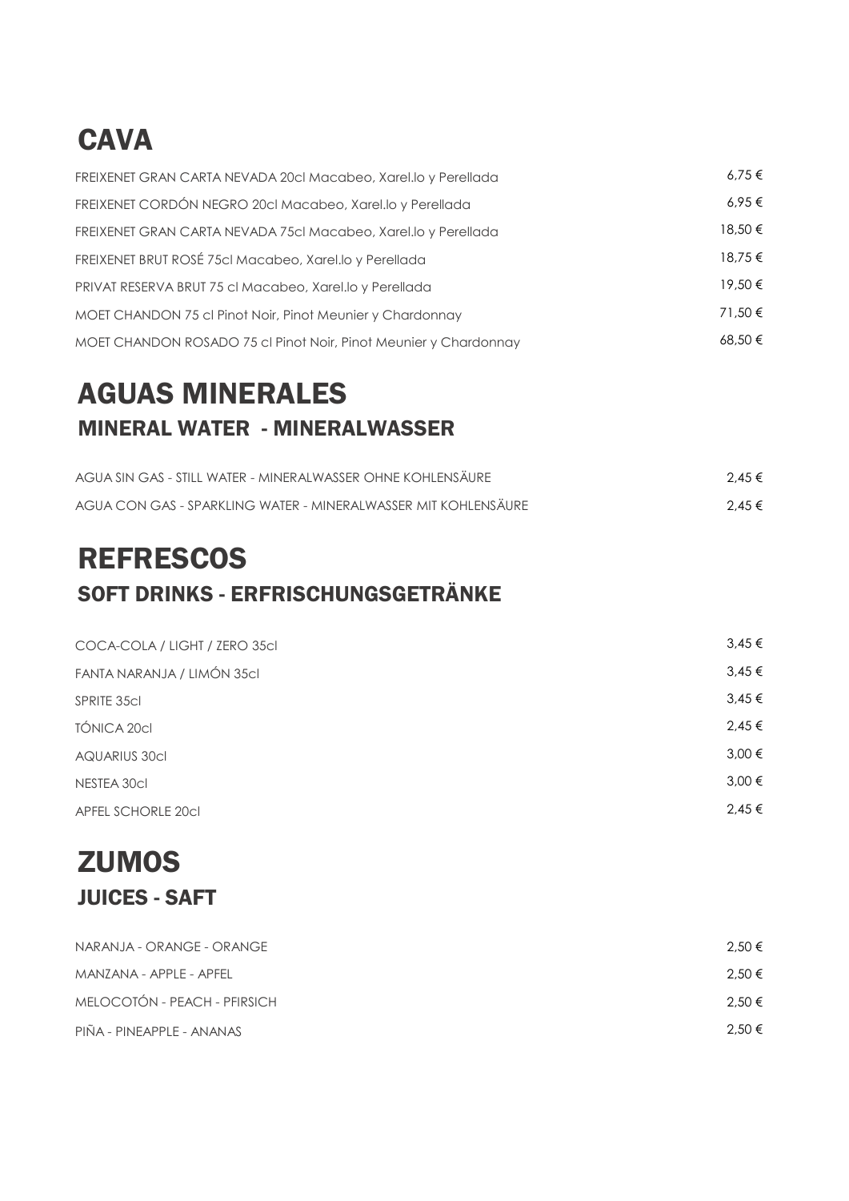# CAVA

| | |
|---|---|
| FREIXENET GRAN CARTA NEVADA 20cl Macabeo, Xarel.lo y Perellada | 6,75 € |
| FREIXENET CORDÓN NEGRO 20cl Macabeo, Xarel.lo y Perellada | 6,95 € |
| FREIXENET GRAN CARTA NEVADA 75cl Macabeo, Xarel.lo y Perellada | 18,50 € |
| FREIXENET BRUT ROSÉ 75cl Macabeo, Xarel.lo y Perellada | 18,75 € |
| PRIVAT RESERVA BRUT 75 cl Macabeo, Xarel.lo y Perellada | 19,50 € |
| MOET CHANDON 75 cl Pinot Noir, Pinot Meunier y Chardonnay | 71,50 € |
| MOET CHANDON ROSADO 75 cl Pinot Noir, Pinot Meunier y Chardonnay | 68,50 € |

# AGUAS MINERALES

## MINERAL WATER - MINERALWASSER

| | |
|---|---|
| AGUA SIN GAS - STILL WATER - MINERALWASSER OHNE KOHLENSÄURE | 2,45 € |
| AGUA CON GAS - SPARKLING WATER - MINERALWASSER MIT KOHLENSÄURE | 2,45 € |

# REFRESCOS

## SOFT DRINKS - ERFRISCHUNGSGETRÄNKE

| | |
|---|---|
| COCA-COLA / LIGHT / ZERO 35cl | 3,45 € |
| FANTA NARANJA / LIMÓN 35cl | 3,45 € |
| SPRITE 35cl | 3,45 € |
| TÓNICA 20cl | 2,45 € |
| AQUARIUS 30cl | 3,00 € |
| NESTEA 30cl | 3,00 € |
| APFEL SCHORLE 20cl | 2,45 € |

# ZUMOS

## JUICES - SAFT

| | |
|---|---|
| NARANJA - ORANGE - ORANGE | 2,50 € |
| MANZANA - APPLE - APFEL | 2,50 € |
| MELOCOTÓN - PEACH - PFIRSICH | 2,50 € |
| PIÑA - PINEAPPLE - ANANAS | 2,50 € |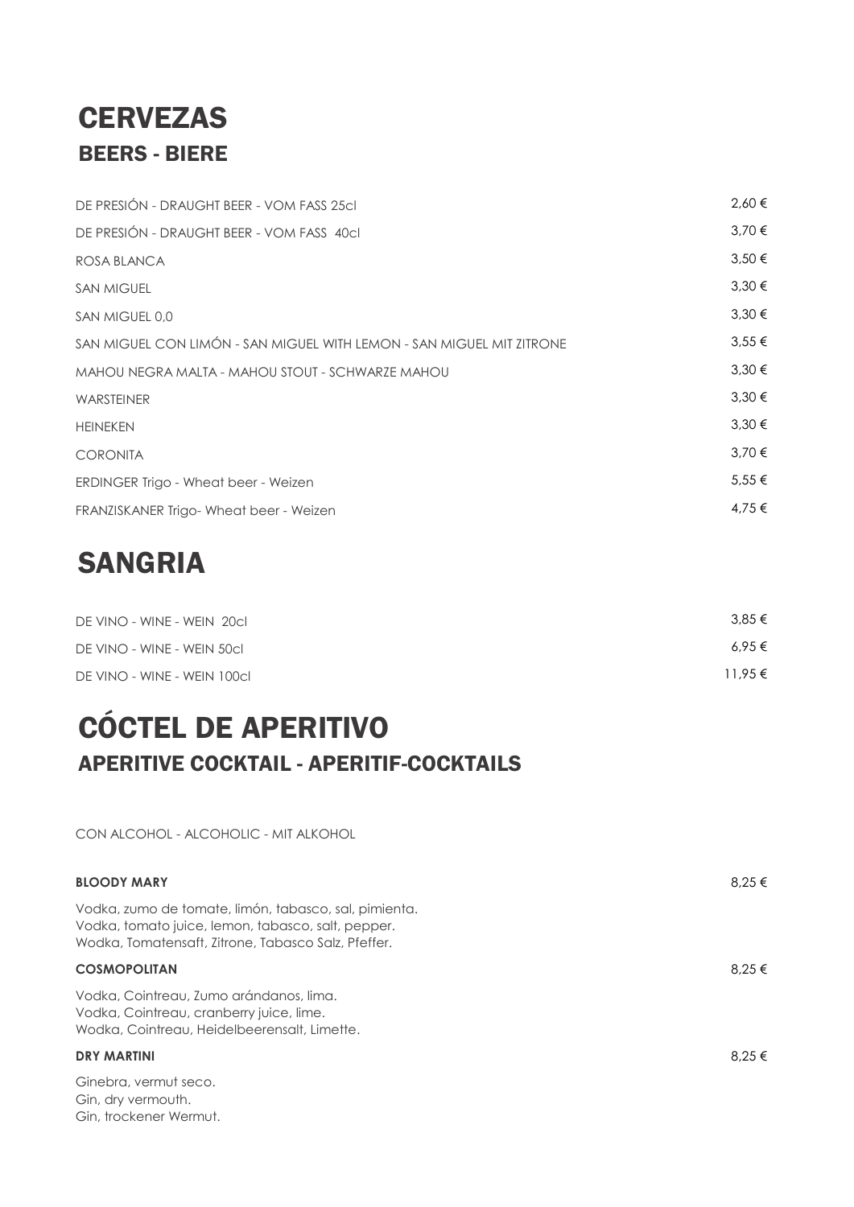# CERVEZAS

## BEERS - BIERE

| | |
|---|---|
| DE PRESIÓN - DRAUGHT BEER - VOM FASS 25cl | 2,60 € |
| DE PRESIÓN - DRAUGHT BEER - VOM FASS 40cl | 3,70 € |
| ROSA BLANCA | 3,50 € |
| SAN MIGUEL | 3,30 € |
| SAN MIGUEL 0,0 | 3,30 € |
| SAN MIGUEL CON LIMÓN - SAN MIGUEL WITH LEMON - SAN MIGUEL MIT ZITRONE | 3,55 € |
| MAHOU NEGRA MALTA - MAHOU STOUT - SCHWARZE MAHOU | 3,30 € |
| WARSTEINER | 3,30 € |
| HEINEKEN | 3,30 € |
| CORONITA | 3,70 € |
| ERDINGER Trigo - Wheat beer - Weizen | 5,55 € |
| FRANZISKANER Trigo- Wheat beer - Weizen | 4,75 € |

# SANGRIA

| | |
|---|---|
| DE VINO - WINE - WEIN 20cl | 3,85 € |
| DE VINO - WINE - WEIN 50cl | 6,95 € |
| DE VINO - WINE - WEIN 100cl | 11,95 € |

# CÓCTEL DE APERITIVO

## APERITIVE COCKTAIL - APERITIF-COCKTAILS

CON ALCOHOL - ALCOHOLIC - MIT ALKOHOL

**BLOODY MARY** 8,25 €

Vodka, zumo de tomate, limón, tabasco, sal, pimienta.
Vodka, tomato juice, lemon, tabasco, salt, pepper.
Wodka, Tomatensaft, Zitrone, Tabasco Salz, Pfeffer.

**COSMOPOLITAN** 8,25 €

Vodka, Cointreau, Zumo arándanos, lima.
Vodka, Cointreau, cranberry juice, lime.
Wodka, Cointreau, Heidelbeerensalt, Limette.

**DRY MARTINI** 8,25 €

Ginebra, vermut seco.
Gin, dry vermouth.
Gin, trockener Wermut.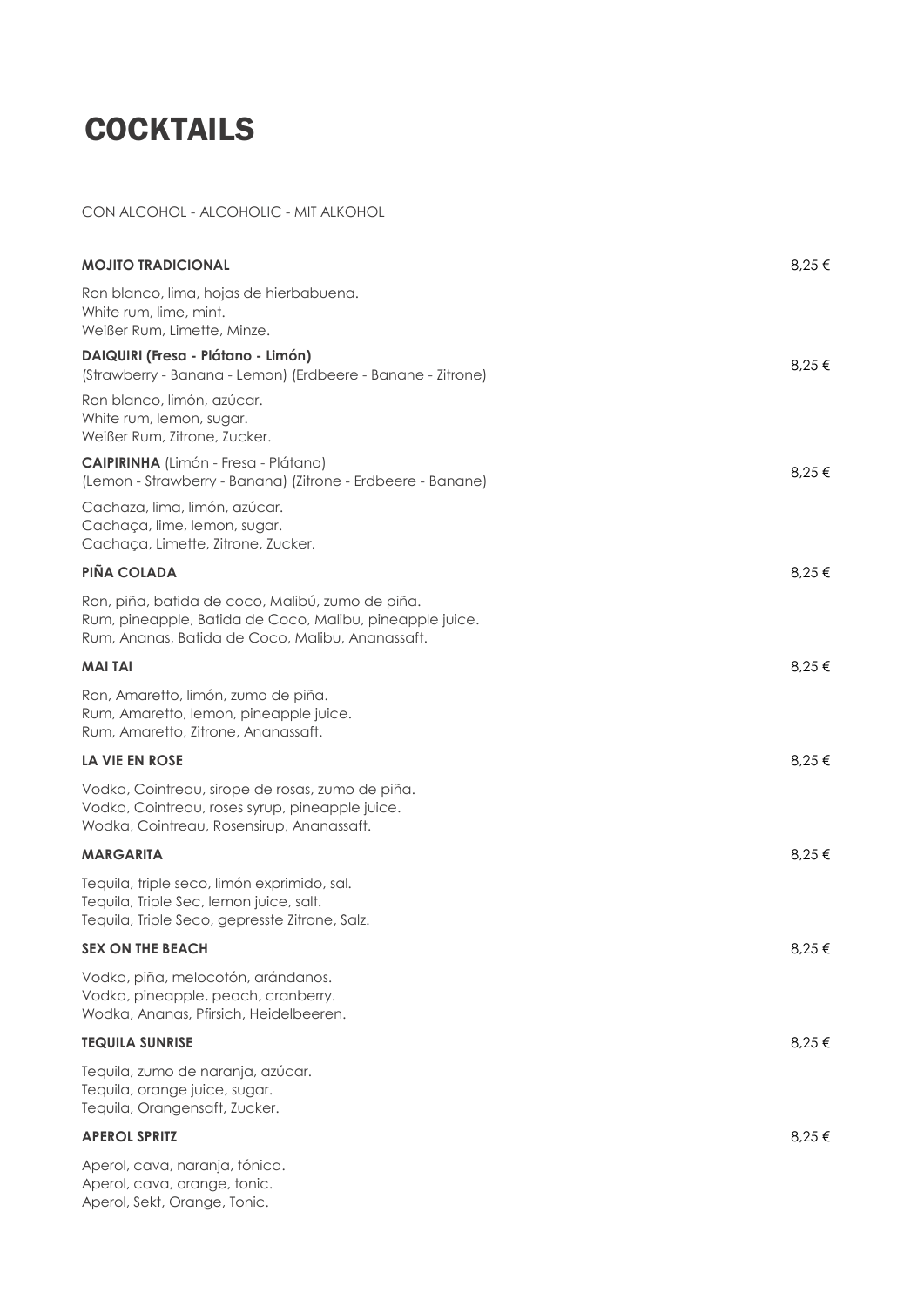# COCKTAILS

CON ALCOHOL - ALCOHOLIC - MIT ALKOHOL

**MOJITO TRADICIONAL** 8,25 €

Ron blanco, lima, hojas de hierbabuena.
White rum, lime, mint.
Weißer Rum, Limette, Minze.

**DAIQUIRI (Fresa - Plátano - Limón)**
(Strawberry - Banana - Lemon) (Erdbeere - Banane - Zitrone) 8,25 €

Ron blanco, limón, azúcar.
White rum, lemon, sugar.
Weißer Rum, Zitrone, Zucker.

**CAIPIRINHA** (Limón - Fresa - Plátano)
(Lemon - Strawberry - Banana) (Zitrone - Erdbeere - Banane) 8,25 €

Cachaza, lima, limón, azúcar.
Cachaça, lime, lemon, sugar.
Cachaça, Limette, Zitrone, Zucker.

**PIÑA COLADA** 8,25 €

Ron, piña, batida de coco, Malibú, zumo de piña.
Rum, pineapple, Batida de Coco, Malibu, pineapple juice.
Rum, Ananas, Batida de Coco, Malibu, Ananassaft.

**MAI TAI** 8,25 €

Ron, Amaretto, limón, zumo de piña.
Rum, Amaretto, lemon, pineapple juice.
Rum, Amaretto, Zitrone, Ananassaft.

**LA VIE EN ROSE** 8,25 €

Vodka, Cointreau, sirope de rosas, zumo de piña.
Vodka, Cointreau, roses syrup, pineapple juice.
Wodka, Cointreau, Rosensirup, Ananassaft.

**MARGARITA** 8,25 €

Tequila, triple seco, limón exprimido, sal.
Tequila, Triple Sec, lemon juice, salt.
Tequila, Triple Seco, gepresste Zitrone, Salz.

**SEX ON THE BEACH** 8,25 €

Vodka, piña, melocotón, arándanos.
Vodka, pineapple, peach, cranberry.
Wodka, Ananas, Pfirsich, Heidelbeeren.

**TEQUILA SUNRISE** 8,25 €

Tequila, zumo de naranja, azúcar.
Tequila, orange juice, sugar.
Tequila, Orangensaft, Zucker.

**APEROL SPRITZ** 8,25 €

Aperol, cava, naranja, tónica.
Aperol, cava, orange, tonic.
Aperol, Sekt, Orange, Tonic.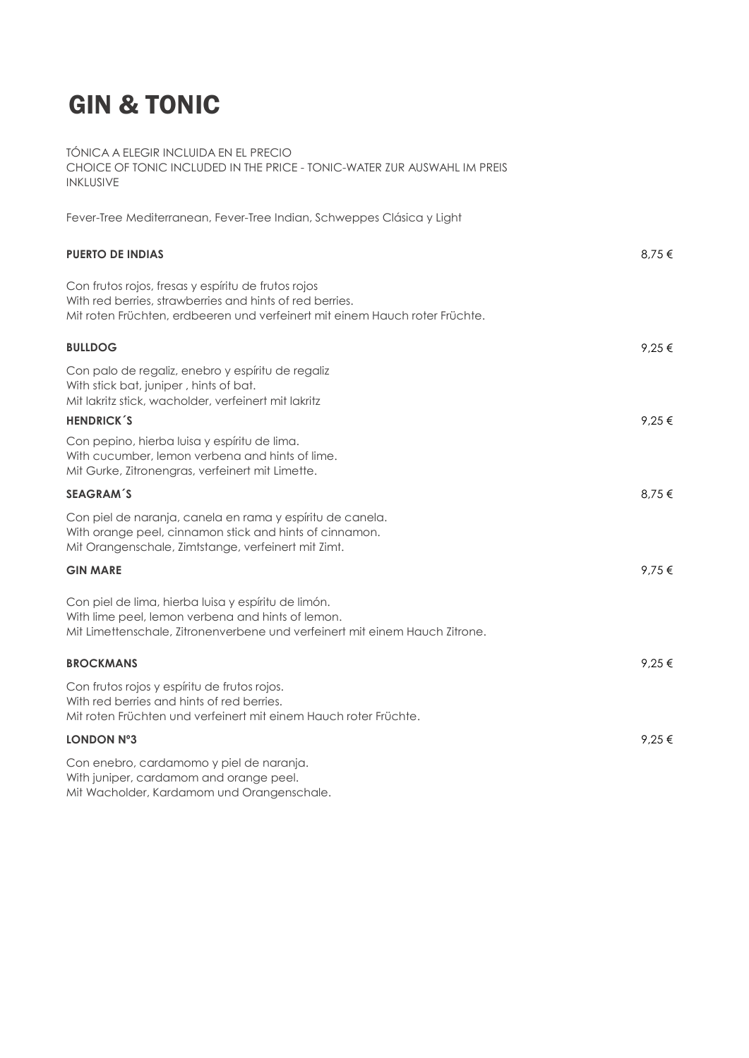# GIN & TONIC

TÓNICA A ELEGIR INCLUIDA EN EL PRECIO
CHOICE OF TONIC INCLUDED IN THE PRICE - TONIC-WATER ZUR AUSWAHL IM PREIS INKLUSIVE

Fever-Tree Mediterranean, Fever-Tree Indian, Schweppes Clásica y Light

**PUERTO DE INDIAS** 8,75 €

Con frutos rojos, fresas y espíritu de frutos rojos
With red berries, strawberries and hints of red berries.
Mit roten Früchten, erdbeeren und verfeinert mit einem Hauch roter Früchte.

**BULLDOG** 9,25 €

Con palo de regaliz, enebro y espíritu de regaliz
With stick bat, juniper , hints of bat.
Mit lakritz stick, wacholder, verfeinert mit lakritz

**HENDRICK´S** 9,25 €

Con pepino, hierba luisa y espíritu de lima.
With cucumber, lemon verbena and hints of lime.
Mit Gurke, Zitronengras, verfeinert mit Limette.

**SEAGRAM´S** 8,75 €

Con piel de naranja, canela en rama y espíritu de canela.
With orange peel, cinnamon stick and hints of cinnamon.
Mit Orangenschale, Zimtstange, verfeinert mit Zimt.

**GIN MARE** 9,75 €

Con piel de lima, hierba luisa y espíritu de limón.
With lime peel, lemon verbena and hints of lemon.
Mit Limettenschale, Zitronenverbene und verfeinert mit einem Hauch Zitrone.

**BROCKMANS** 9,25 €

Con frutos rojos y espíritu de frutos rojos.
With red berries and hints of red berries.
Mit roten Früchten und verfeinert mit einem Hauch roter Früchte.

**LONDON Nº3** 9,25 €

Con enebro, cardamomo y piel de naranja.
With juniper, cardamom and orange peel.
Mit Wacholder, Kardamom und Orangenschale.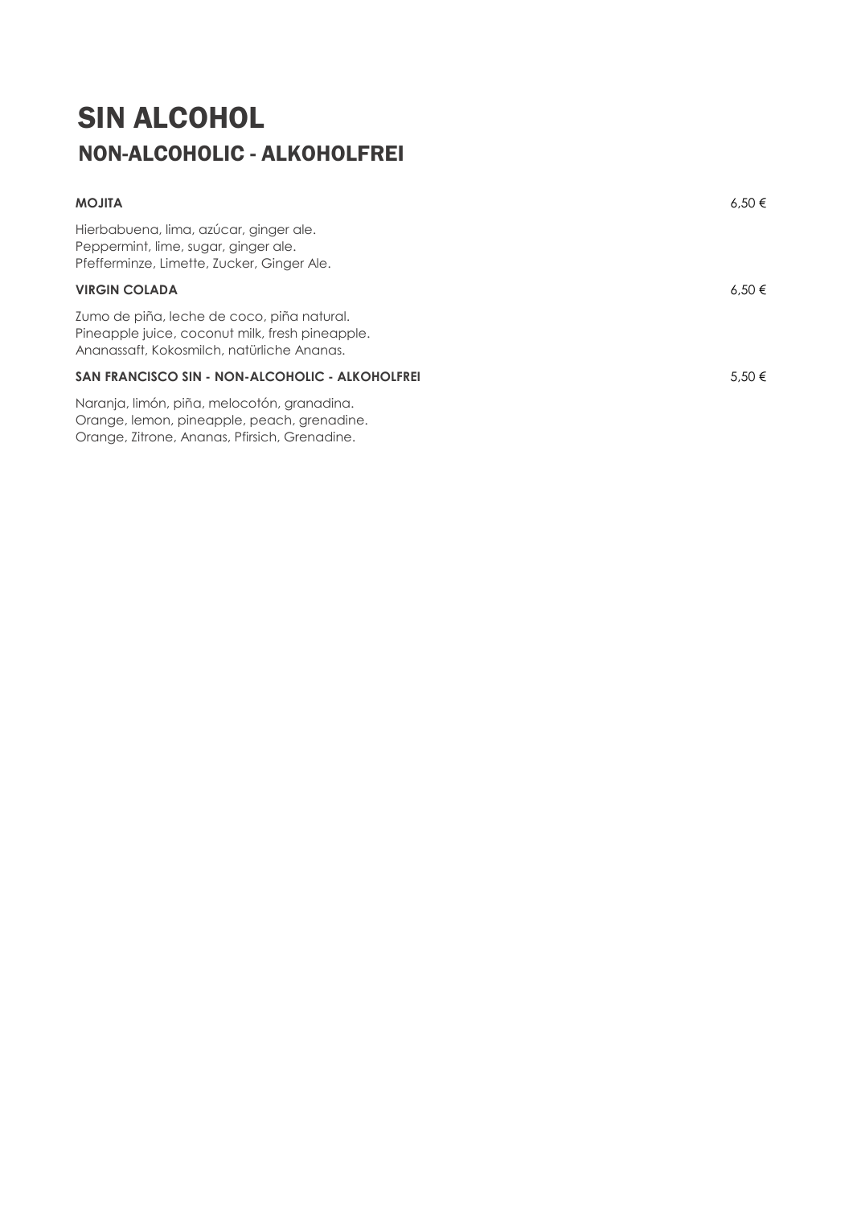# SIN ALCOHOL

## NON-ALCOHOLIC - ALKOHOLFREI

**MOJITA** 6,50 €

Hierbabuena, lima, azúcar, ginger ale.
Peppermint, lime, sugar, ginger ale.
Pfefferminze, Limette, Zucker, Ginger Ale.

**VIRGIN COLADA** 6,50 €

Zumo de piña, leche de coco, piña natural.
Pineapple juice, coconut milk, fresh pineapple.
Ananassaft, Kokosmilch, natürliche Ananas.

**SAN FRANCISCO SIN - NON-ALCOHOLIC - ALKOHOLFREI** 5,50 €

Naranja, limón, piña, melocotón, granadina.
Orange, lemon, pineapple, peach, grenadine.
Orange, Zitrone, Ananas, Pfirsich, Grenadine.